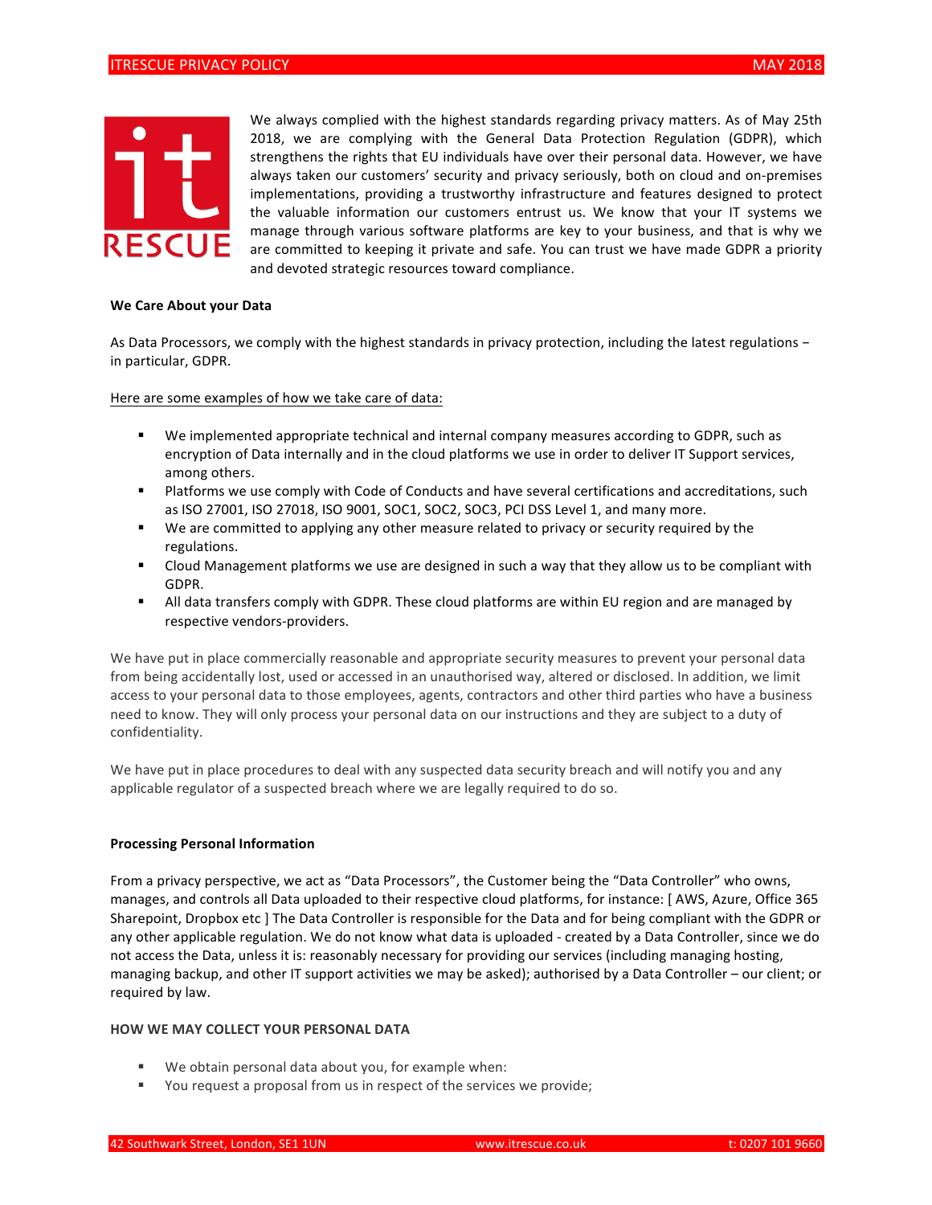We always complied with the highest standards regarding privacy matters. As of May 25th 2018, we are complying with the General Data Protection Regulation (GDPR), which strengthens the rights that EU individuals have over their personal data. However, we have always taken our customers' security and privacy seriously, both on cloud and on-premises implementations, providing a trustworthy infrastructure and features designed to protect the valuable information our customers entrust us. We know that your IT systems we manage through various software platforms are key to your business, and that is why we are committed to keeping it private and safe. You can trust we have made GDPR a priority and devoted strategic resources toward compliance.

**We Care About your Data**

As Data Processors, we comply with the highest standards in privacy protection, including the latest regulations – in particular, GDPR.

Here are some examples of how we take care of data:

- We implemented appropriate technical and internal company measures according to GDPR, such as encryption of Data internally and in the cloud platforms we use in order to deliver IT Support services, among others.
- Platforms we use comply with Code of Conducts and have several certifications and accreditations, such as ISO 27001, ISO 27018, ISO 9001, SOC1, SOC2, SOC3, PCI DSS Level 1, and many more.
- We are committed to applying any other measure related to privacy or security required by the regulations.
- Cloud Management platforms we use are designed in such a way that they allow us to be compliant with GDPR.
- All data transfers comply with GDPR. These cloud platforms are within EU region and are managed by respective vendors-providers.

We have put in place commercially reasonable and appropriate security measures to prevent your personal data from being accidentally lost, used or accessed in an unauthorised way, altered or disclosed. In addition, we limit access to your personal data to those employees, agents, contractors and other third parties who have a business need to know. They will only process your personal data on our instructions and they are subject to a duty of confidentiality.

We have put in place procedures to deal with any suspected data security breach and will notify you and any applicable regulator of a suspected breach where we are legally required to do so.

**Processing Personal Information**

From a privacy perspective, we act as "Data Processors", the Customer being the "Data Controller" who owns, manages, and controls all Data uploaded to their respective cloud platforms, for instance: [ AWS, Azure, Office 365 Sharepoint, Dropbox etc ] The Data Controller is responsible for the Data and for being compliant with the GDPR or any other applicable regulation. We do not know what data is uploaded - created by a Data Controller, since we do not access the Data, unless it is: reasonably necessary for providing our services (including managing hosting, managing backup, and other IT support activities we may be asked); authorised by a Data Controller – our client; or required by law.

**HOW WE MAY COLLECT YOUR PERSONAL DATA**

- We obtain personal data about you, for example when:
- You request a proposal from us in respect of the services we provide;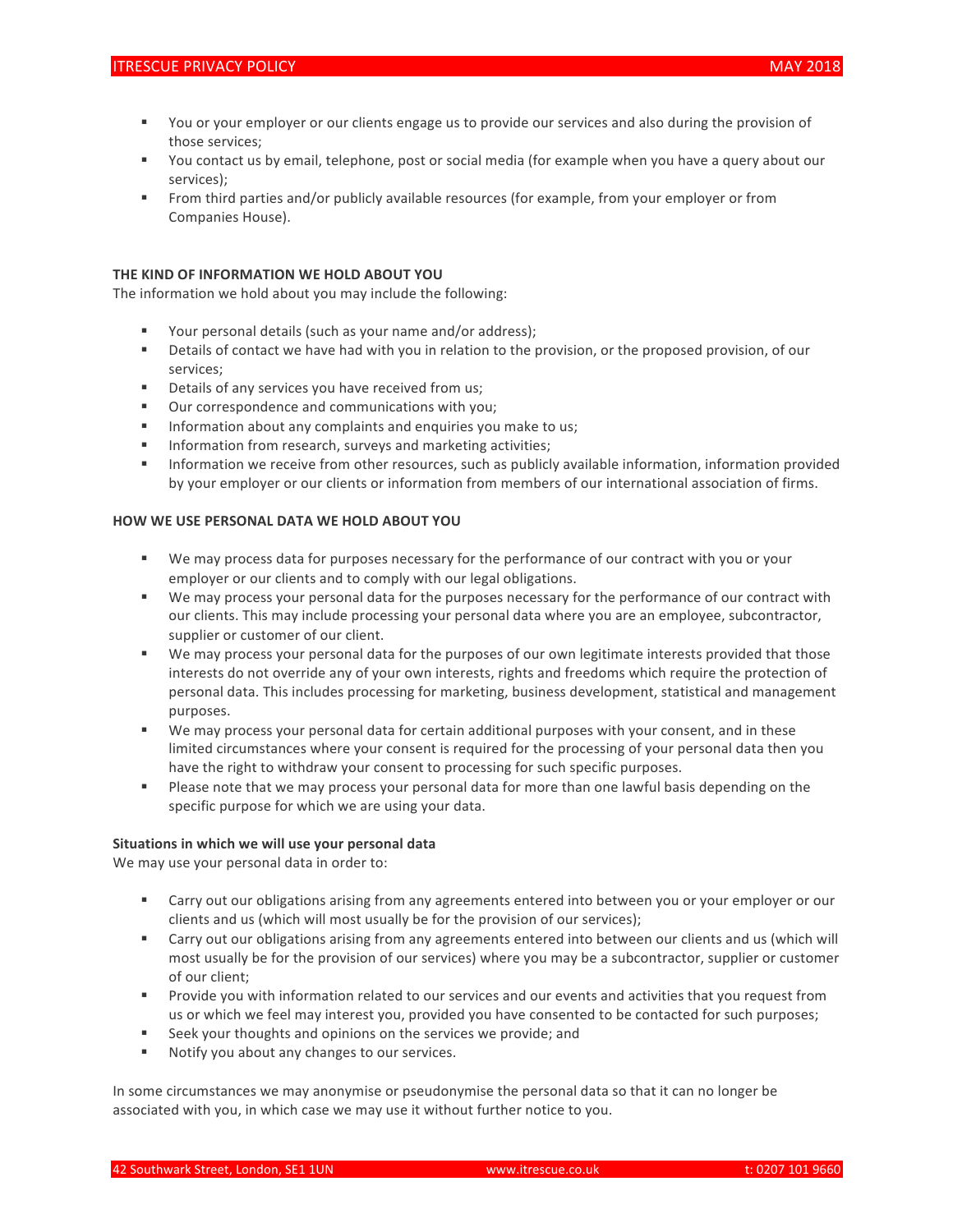- You or your employer or our clients engage us to provide our services and also during the provision of those services;
- You contact us by email, telephone, post or social media (for example when you have a query about our services);
- From third parties and/or publicly available resources (for example, from your employer or from Companies House).

**THE KIND OF INFORMATION WE HOLD ABOUT YOU**

The information we hold about you may include the following:

- Your personal details (such as your name and/or address);
- Details of contact we have had with you in relation to the provision, or the proposed provision, of our services;
- Details of any services you have received from us;
- Our correspondence and communications with you;
- Information about any complaints and enquiries you make to us;
- Information from research, surveys and marketing activities;
- Information we receive from other resources, such as publicly available information, information provided by your employer or our clients or information from members of our international association of firms.

**HOW WE USE PERSONAL DATA WE HOLD ABOUT YOU**

- We may process data for purposes necessary for the performance of our contract with you or your employer or our clients and to comply with our legal obligations.
- We may process your personal data for the purposes necessary for the performance of our contract with our clients. This may include processing your personal data where you are an employee, subcontractor, supplier or customer of our client.
- We may process your personal data for the purposes of our own legitimate interests provided that those interests do not override any of your own interests, rights and freedoms which require the protection of personal data. This includes processing for marketing, business development, statistical and management purposes.
- We may process your personal data for certain additional purposes with your consent, and in these limited circumstances where your consent is required for the processing of your personal data then you have the right to withdraw your consent to processing for such specific purposes.
- Please note that we may process your personal data for more than one lawful basis depending on the specific purpose for which we are using your data.

**Situations in which we will use your personal data**

We may use your personal data in order to:

- Carry out our obligations arising from any agreements entered into between you or your employer or our clients and us (which will most usually be for the provision of our services);
- Carry out our obligations arising from any agreements entered into between our clients and us (which will most usually be for the provision of our services) where you may be a subcontractor, supplier or customer of our client;
- Provide you with information related to our services and our events and activities that you request from us or which we feel may interest you, provided you have consented to be contacted for such purposes;
- Seek your thoughts and opinions on the services we provide; and
- Notify you about any changes to our services.

In some circumstances we may anonymise or pseudonymise the personal data so that it can no longer be associated with you, in which case we may use it without further notice to you.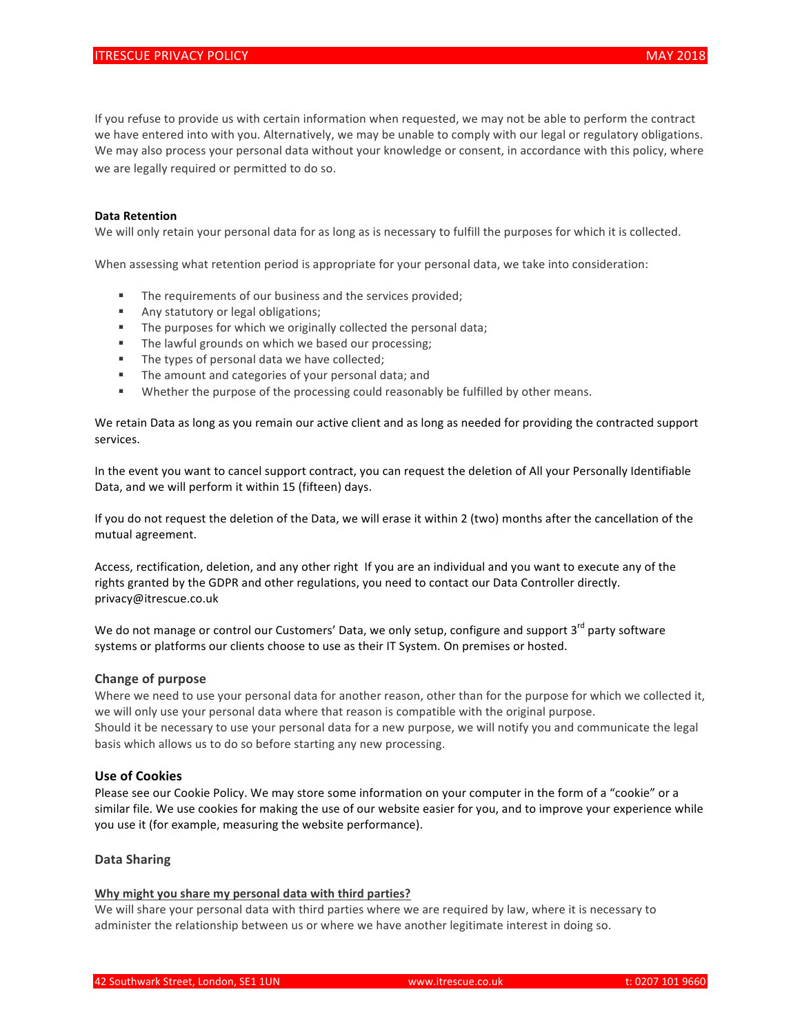If you refuse to provide us with certain information when requested, we may not be able to perform the contract we have entered into with you. Alternatively, we may be unable to comply with our legal or regulatory obligations. We may also process your personal data without your knowledge or consent, in accordance with this policy, where we are legally required or permitted to do so.

**Data Retention**

We will only retain your personal data for as long as is necessary to fulfill the purposes for which it is collected.

When assessing what retention period is appropriate for your personal data, we take into consideration:

- The requirements of our business and the services provided;
- Any statutory or legal obligations;
- The purposes for which we originally collected the personal data;
- The lawful grounds on which we based our processing;
- The types of personal data we have collected;
- The amount and categories of your personal data; and
- Whether the purpose of the processing could reasonably be fulfilled by other means.

We retain Data as long as you remain our active client and as long as needed for providing the contracted support services.

In the event you want to cancel support contract, you can request the deletion of All your Personally Identifiable Data, and we will perform it within 15 (fifteen) days.

If you do not request the deletion of the Data, we will erase it within 2 (two) months after the cancellation of the mutual agreement.

Access, rectification, deletion, and any other right If you are an individual and you want to execute any of the rights granted by the GDPR and other regulations, you need to contact our Data Controller directly. privacy@itrescue.co.uk

We do not manage or control our Customers' Data, we only setup, configure and support 3rd party software systems or platforms our clients choose to use as their IT System. On premises or hosted.

### Change of purpose

Where we need to use your personal data for another reason, other than for the purpose for which we collected it, we will only use your personal data where that reason is compatible with the original purpose.
Should it be necessary to use your personal data for a new purpose, we will notify you and communicate the legal basis which allows us to do so before starting any new processing.

### Use of Cookies

Please see our Cookie Policy. We may store some information on your computer in the form of a "cookie" or a similar file. We use cookies for making the use of our website easier for you, and to improve your experience while you use it (for example, measuring the website performance).

### Data Sharing

**Why might you share my personal data with third parties?**

We will share your personal data with third parties where we are required by law, where it is necessary to administer the relationship between us or where we have another legitimate interest in doing so.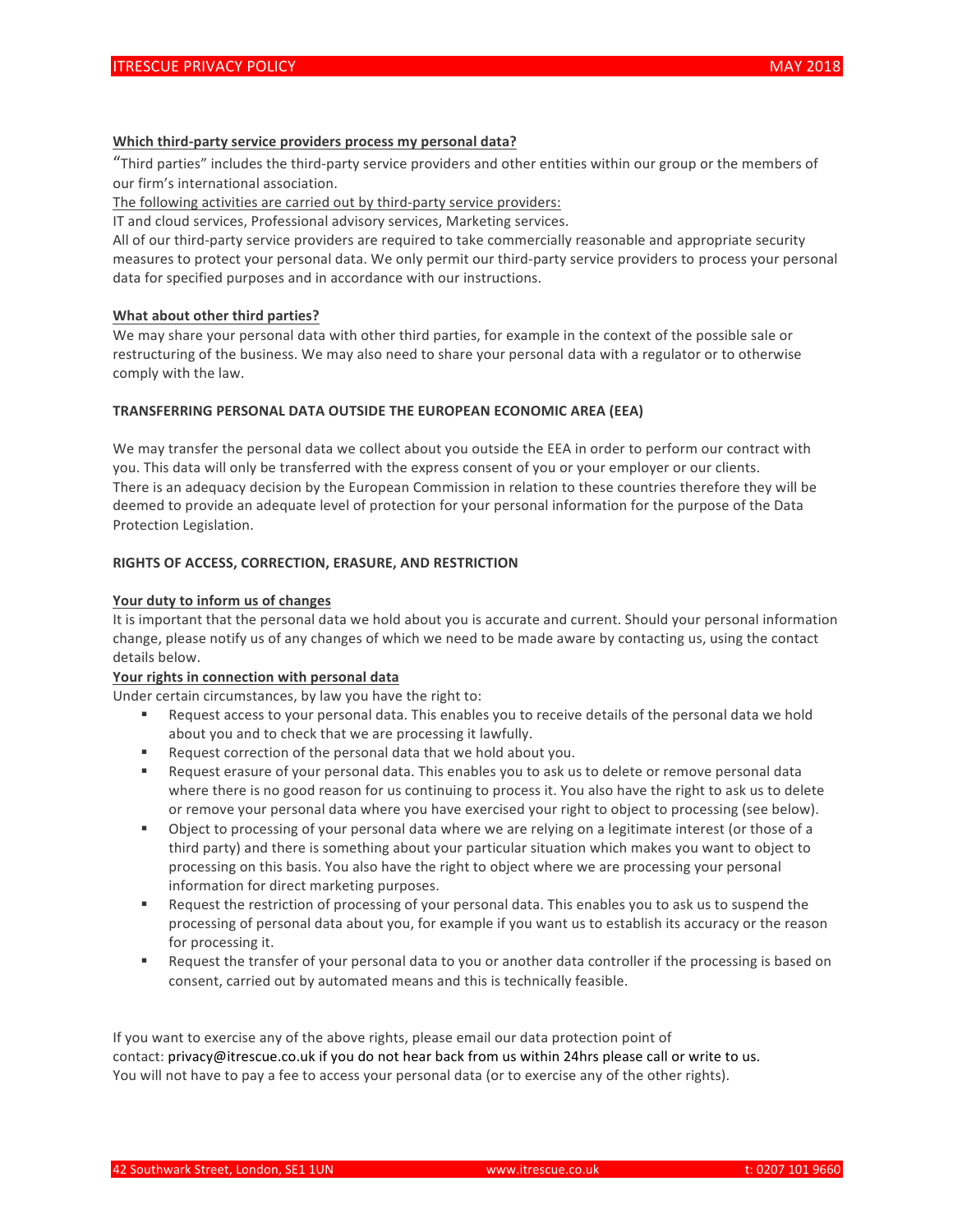**Which third-party service providers process my personal data?**

"Third parties" includes the third-party service providers and other entities within our group or the members of our firm's international association.

The following activities are carried out by third-party service providers:

IT and cloud services, Professional advisory services, Marketing services.

All of our third-party service providers are required to take commercially reasonable and appropriate security measures to protect your personal data. We only permit our third-party service providers to process your personal data for specified purposes and in accordance with our instructions.

**What about other third parties?**

We may share your personal data with other third parties, for example in the context of the possible sale or restructuring of the business. We may also need to share your personal data with a regulator or to otherwise comply with the law.

## TRANSFERRING PERSONAL DATA OUTSIDE THE EUROPEAN ECONOMIC AREA (EEA)

We may transfer the personal data we collect about you outside the EEA in order to perform our contract with you. This data will only be transferred with the express consent of you or your employer or our clients. There is an adequacy decision by the European Commission in relation to these countries therefore they will be deemed to provide an adequate level of protection for your personal information for the purpose of the Data Protection Legislation.

## RIGHTS OF ACCESS, CORRECTION, ERASURE, AND RESTRICTION

**Your duty to inform us of changes**

It is important that the personal data we hold about you is accurate and current. Should your personal information change, please notify us of any changes of which we need to be made aware by contacting us, using the contact details below.

**Your rights in connection with personal data**

Under certain circumstances, by law you have the right to:

- Request access to your personal data. This enables you to receive details of the personal data we hold about you and to check that we are processing it lawfully.
- Request correction of the personal data that we hold about you.
- Request erasure of your personal data. This enables you to ask us to delete or remove personal data where there is no good reason for us continuing to process it. You also have the right to ask us to delete or remove your personal data where you have exercised your right to object to processing (see below).
- Object to processing of your personal data where we are relying on a legitimate interest (or those of a third party) and there is something about your particular situation which makes you want to object to processing on this basis. You also have the right to object where we are processing your personal information for direct marketing purposes.
- Request the restriction of processing of your personal data. This enables you to ask us to suspend the processing of personal data about you, for example if you want us to establish its accuracy or the reason for processing it.
- Request the transfer of your personal data to you or another data controller if the processing is based on consent, carried out by automated means and this is technically feasible.

If you want to exercise any of the above rights, please email our data protection point of contact: privacy@itrescue.co.uk if you do not hear back from us within 24hrs please call or write to us. You will not have to pay a fee to access your personal data (or to exercise any of the other rights).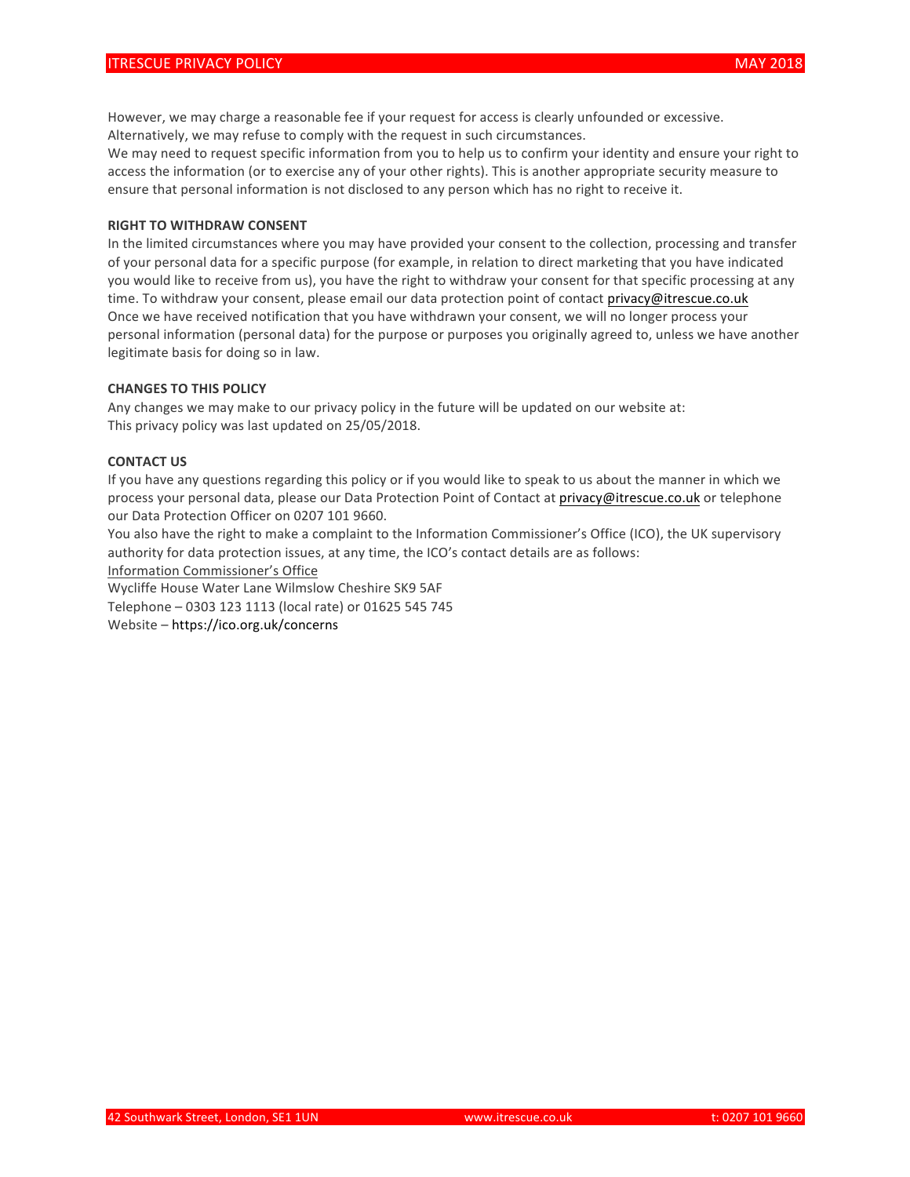However, we may charge a reasonable fee if your request for access is clearly unfounded or excessive. Alternatively, we may refuse to comply with the request in such circumstances.
We may need to request specific information from you to help us to confirm your identity and ensure your right to access the information (or to exercise any of your other rights). This is another appropriate security measure to ensure that personal information is not disclosed to any person which has no right to receive it.

**RIGHT TO WITHDRAW CONSENT**

In the limited circumstances where you may have provided your consent to the collection, processing and transfer of your personal data for a specific purpose (for example, in relation to direct marketing that you have indicated you would like to receive from us), you have the right to withdraw your consent for that specific processing at any time. To withdraw your consent, please email our data protection point of contact privacy@itrescue.co.uk
Once we have received notification that you have withdrawn your consent, we will no longer process your personal information (personal data) for the purpose or purposes you originally agreed to, unless we have another legitimate basis for doing so in law.

**CHANGES TO THIS POLICY**

Any changes we may make to our privacy policy in the future will be updated on our website at:
This privacy policy was last updated on 25/05/2018.

**CONTACT US**

If you have any questions regarding this policy or if you would like to speak to us about the manner in which we process your personal data, please our Data Protection Point of Contact at privacy@itrescue.co.uk or telephone our Data Protection Officer on 0207 101 9660.
You also have the right to make a complaint to the Information Commissioner's Office (ICO), the UK supervisory authority for data protection issues, at any time, the ICO's contact details are as follows:
Information Commissioner's Office
Wycliffe House Water Lane Wilmslow Cheshire SK9 5AF
Telephone – 0303 123 1113 (local rate) or 01625 545 745
Website – https://ico.org.uk/concerns